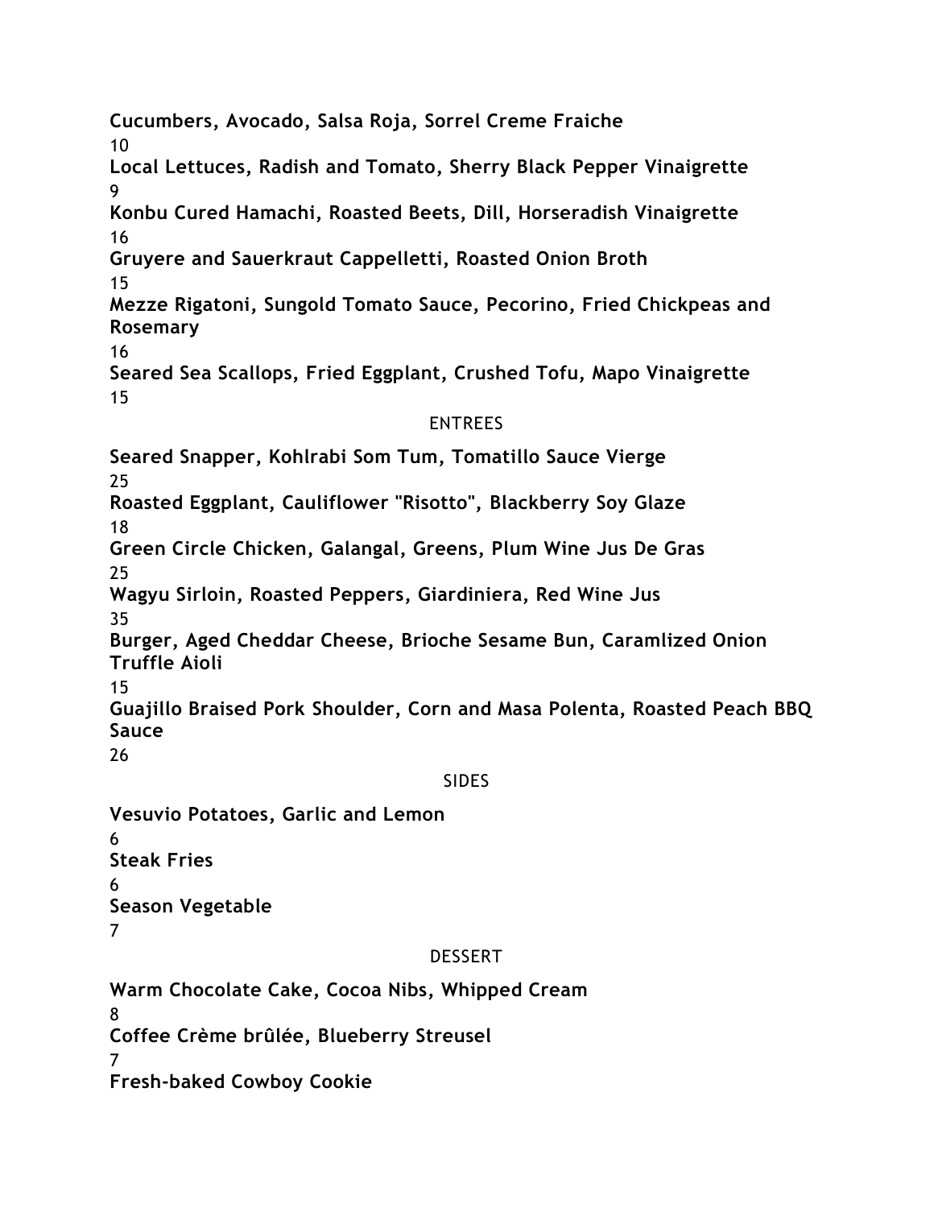**Cucumbers, Avocado, Salsa Roja, Sorrel Creme Fraiche**
10
**Local Lettuces, Radish and Tomato, Sherry Black Pepper Vinaigrette**
9
**Konbu Cured Hamachi, Roasted Beets, Dill, Horseradish Vinaigrette**
16
**Gruyere and Sauerkraut Cappelletti, Roasted Onion Broth**
15
**Mezze Rigatoni, Sungold Tomato Sauce, Pecorino, Fried Chickpeas and Rosemary**
16
**Seared Sea Scallops, Fried Eggplant, Crushed Tofu, Mapo Vinaigrette**
15

## ENTREES

**Seared Snapper, Kohlrabi Som Tum, Tomatillo Sauce Vierge**
25
**Roasted Eggplant, Cauliflower "Risotto", Blackberry Soy Glaze**
18
**Green Circle Chicken, Galangal, Greens, Plum Wine Jus De Gras**
25
**Wagyu Sirloin, Roasted Peppers, Giardiniera, Red Wine Jus**
35
**Burger, Aged Cheddar Cheese, Brioche Sesame Bun, Caramlized Onion Truffle Aioli**
15
**Guajillo Braised Pork Shoulder, Corn and Masa Polenta, Roasted Peach BBQ Sauce**
26

## SIDES

**Vesuvio Potatoes, Garlic and Lemon**
6
**Steak Fries**
6
**Season Vegetable**
7

## DESSERT

**Warm Chocolate Cake, Cocoa Nibs, Whipped Cream**
8
**Coffee Crème brûlée, Blueberry Streusel**
7
**Fresh-baked Cowboy Cookie**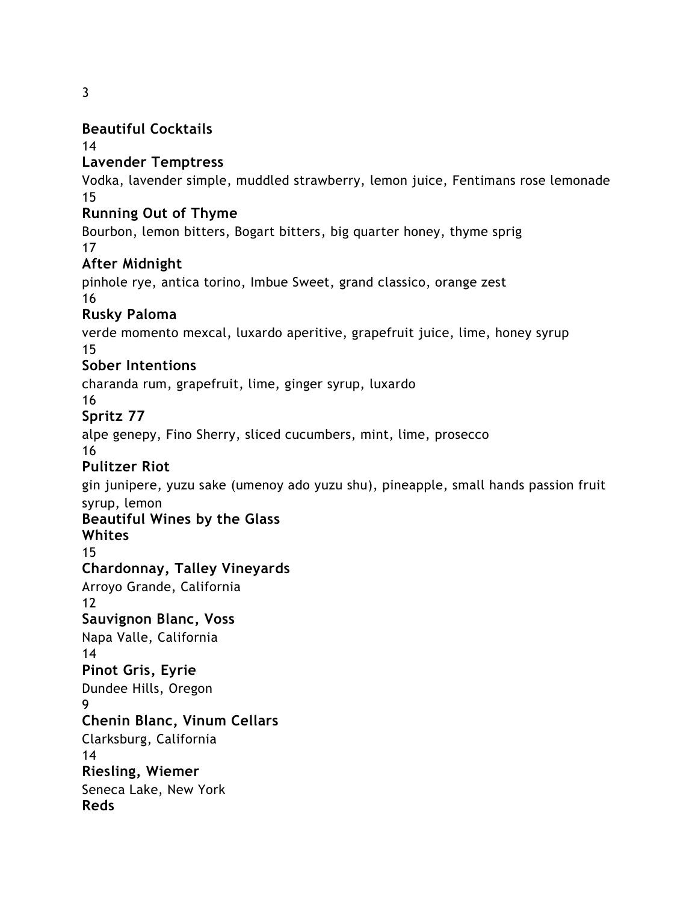## Beautiful Cocktails

14
**Lavender Temptress**
Vodka, lavender simple, muddled strawberry, lemon juice, Fentimans rose lemonade

15
**Running Out of Thyme**
Bourbon, lemon bitters, Bogart bitters, big quarter honey, thyme sprig

17
**After Midnight**
pinhole rye, antica torino, Imbue Sweet, grand classico, orange zest

16
**Rusky Paloma**
verde momento mexcal, luxardo aperitive, grapefruit juice, lime, honey syrup

15
**Sober Intentions**
charanda rum, grapefruit, lime, ginger syrup, luxardo

16
**Spritz 77**
alpe genepy, Fino Sherry, sliced cucumbers, mint, lime, prosecco

16
**Pulitzer Riot**
gin junipere, yuzu sake (umenoy ado yuzu shu), pineapple, small hands passion fruit syrup, lemon

## Beautiful Wines by the Glass

### Whites

15
**Chardonnay, Talley Vineyards**
Arroyo Grande, California

12
**Sauvignon Blanc, Voss**
Napa Valle, California

14
**Pinot Gris, Eyrie**
Dundee Hills, Oregon

9
**Chenin Blanc, Vinum Cellars**
Clarksburg, California

14
**Riesling, Wiemer**
Seneca Lake, New York

### Reds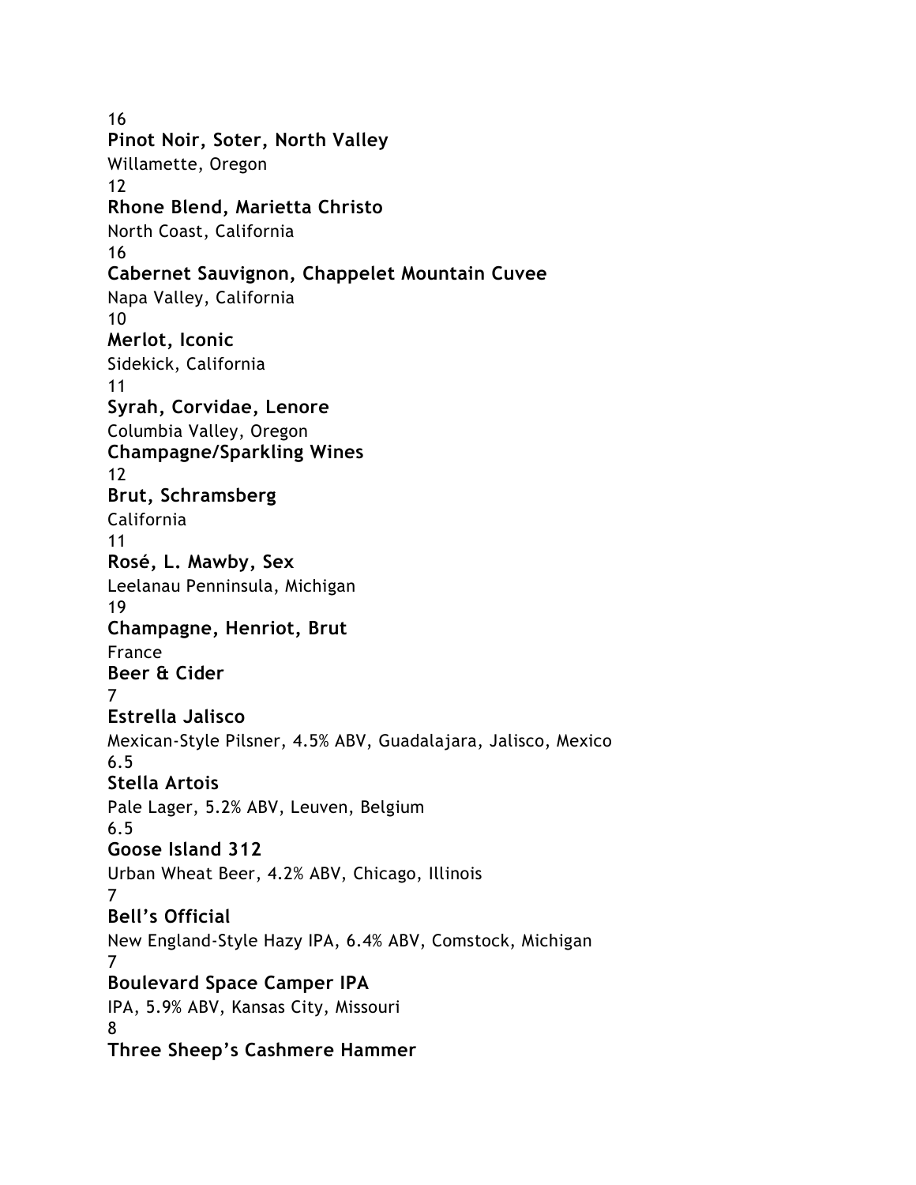16

**Pinot Noir, Soter, North Valley**

Willamette, Oregon

12

**Rhone Blend, Marietta Christo**

North Coast, California

16

**Cabernet Sauvignon, Chappelet Mountain Cuvee**

Napa Valley, California

10

**Merlot, Iconic**

Sidekick, California

11

**Syrah, Corvidae, Lenore**

Columbia Valley, Oregon

## Champagne/Sparkling Wines

12

**Brut, Schramsberg**

California

11

**Rosé, L. Mawby, Sex**

Leelanau Penninsula, Michigan

19

**Champagne, Henriot, Brut**

France

## Beer & Cider

7

**Estrella Jalisco**

Mexican-Style Pilsner, 4.5% ABV, Guadalajara, Jalisco, Mexico

6.5

**Stella Artois**

Pale Lager, 5.2% ABV, Leuven, Belgium

6.5

**Goose Island 312**

Urban Wheat Beer, 4.2% ABV, Chicago, Illinois

7

**Bell's Official**

New England-Style Hazy IPA, 6.4% ABV, Comstock, Michigan

7

**Boulevard Space Camper IPA**

IPA, 5.9% ABV, Kansas City, Missouri

8

**Three Sheep's Cashmere Hammer**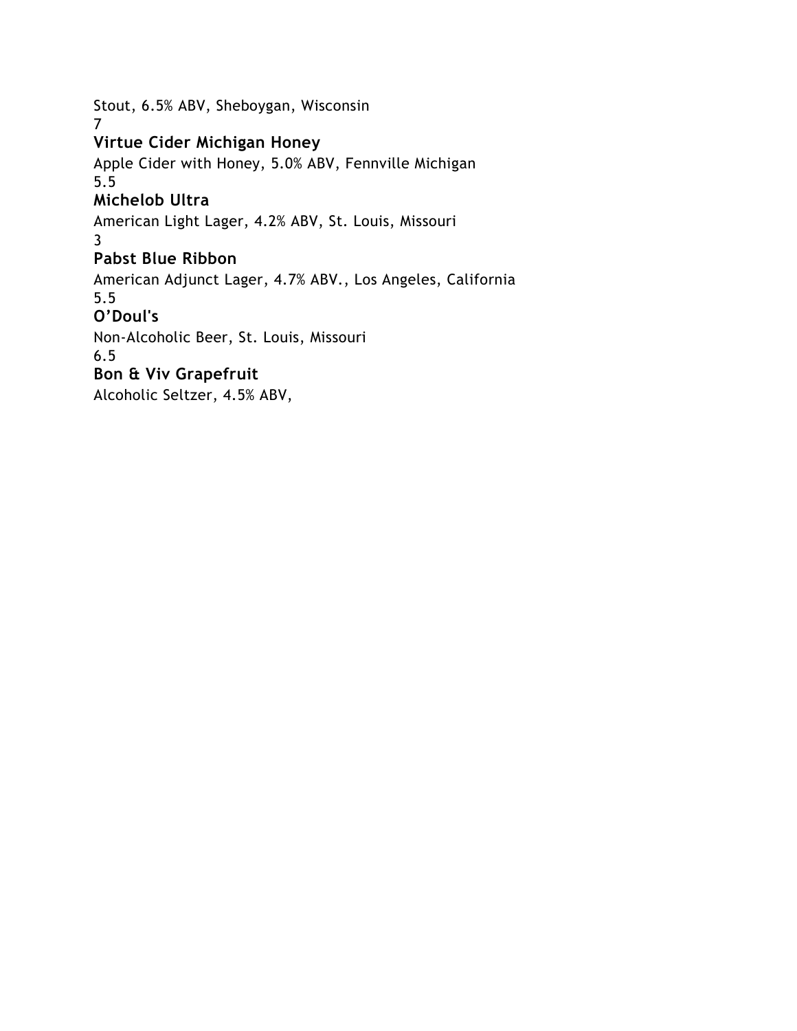Stout, 6.5% ABV, Sheboygan, Wisconsin

7

**Virtue Cider Michigan Honey**

Apple Cider with Honey, 5.0% ABV, Fennville Michigan

5.5

**Michelob Ultra**

American Light Lager, 4.2% ABV, St. Louis, Missouri

3

**Pabst Blue Ribbon**

American Adjunct Lager, 4.7% ABV., Los Angeles, California

5.5

**O'Doul's**

Non-Alcoholic Beer, St. Louis, Missouri

6.5

**Bon & Viv Grapefruit**

Alcoholic Seltzer, 4.5% ABV,